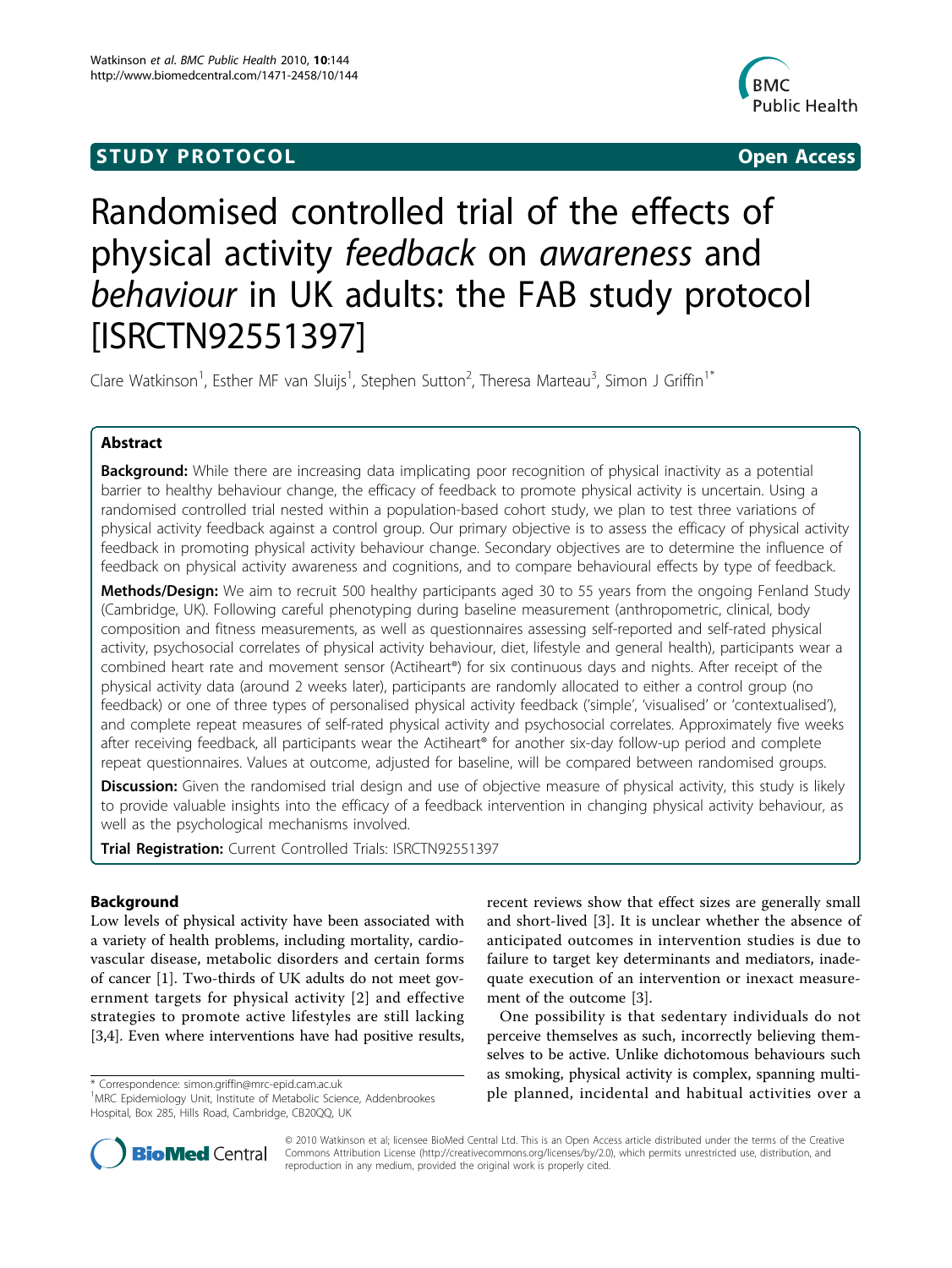STUDY PROTOCOL Open Access

# Randomised controlled trial of the effects of physical activity *feedback* on *awareness* and *behaviour* in UK adults: the FAB study protocol [ISRCTN92551397]

Clare Watkinson[1], Esther MF van Sluijs[1], Stephen Sutton[2], Theresa Marteau[3], Simon J Griffin[1*]

## Abstract

**Background:** While there are increasing data implicating poor recognition of physical inactivity as a potential barrier to healthy behaviour change, the efficacy of feedback to promote physical activity is uncertain. Using a randomised controlled trial nested within a population-based cohort study, we plan to test three variations of physical activity feedback against a control group. Our primary objective is to assess the efficacy of physical activity feedback in promoting physical activity behaviour change. Secondary objectives are to determine the influence of feedback on physical activity awareness and cognitions, and to compare behavioural effects by type of feedback.

**Methods/Design:** We aim to recruit 500 healthy participants aged 30 to 55 years from the ongoing Fenland Study (Cambridge, UK). Following careful phenotyping during baseline measurement (anthropometric, clinical, body composition and fitness measurements, as well as questionnaires assessing self-reported and self-rated physical activity, psychosocial correlates of physical activity behaviour, diet, lifestyle and general health), participants wear a combined heart rate and movement sensor (Actiheart®) for six continuous days and nights. After receipt of the physical activity data (around 2 weeks later), participants are randomly allocated to either a control group (no feedback) or one of three types of personalised physical activity feedback ('simple', 'visualised' or 'contextualised'), and complete repeat measures of self-rated physical activity and psychosocial correlates. Approximately five weeks after receiving feedback, all participants wear the Actiheart® for another six-day follow-up period and complete repeat questionnaires. Values at outcome, adjusted for baseline, will be compared between randomised groups.

**Discussion:** Given the randomised trial design and use of objective measure of physical activity, this study is likely to provide valuable insights into the efficacy of a feedback intervention in changing physical activity behaviour, as well as the psychological mechanisms involved.

**Trial Registration:** Current Controlled Trials: ISRCTN92551397

## Background

Low levels of physical activity have been associated with a variety of health problems, including mortality, cardiovascular disease, metabolic disorders and certain forms of cancer [1]. Two-thirds of UK adults do not meet government targets for physical activity [2] and effective strategies to promote active lifestyles are still lacking [3,4]. Even where interventions have had positive results, recent reviews show that effect sizes are generally small and short-lived [3]. It is unclear whether the absence of anticipated outcomes in intervention studies is due to failure to target key determinants and mediators, inadequate execution of an intervention or inexact measurement of the outcome [3].

One possibility is that sedentary individuals do not perceive themselves as such, incorrectly believing themselves to be active. Unlike dichotomous behaviours such as smoking, physical activity is complex, spanning multiple planned, incidental and habitual activities over a

\* Correspondence: simon.griffin@mrc-epid.cam.ac.uk
[1]MRC Epidemiology Unit, Institute of Metabolic Science, Addenbrookes Hospital, Box 285, Hills Road, Cambridge, CB20QQ, UK

© 2010 Watkinson et al; licensee BioMed Central Ltd. This is an Open Access article distributed under the terms of the Creative Commons Attribution License (http://creativecommons.org/licenses/by/2.0), which permits unrestricted use, distribution, and reproduction in any medium, provided the original work is properly cited.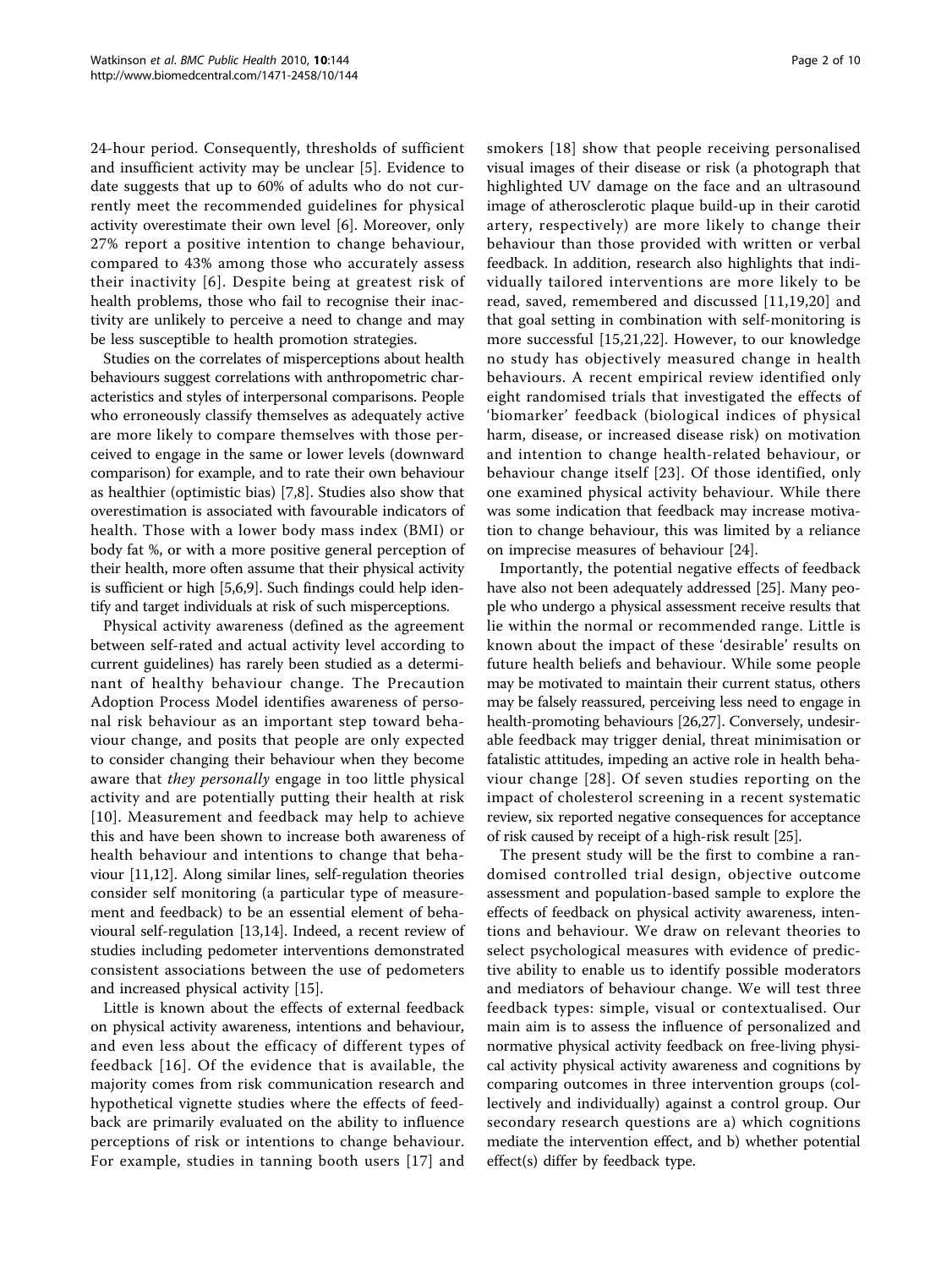24-hour period. Consequently, thresholds of sufficient and insufficient activity may be unclear [5]. Evidence to date suggests that up to 60% of adults who do not currently meet the recommended guidelines for physical activity overestimate their own level [6]. Moreover, only 27% report a positive intention to change behaviour, compared to 43% among those who accurately assess their inactivity [6]. Despite being at greatest risk of health problems, those who fail to recognise their inactivity are unlikely to perceive a need to change and may be less susceptible to health promotion strategies.

Studies on the correlates of misperceptions about health behaviours suggest correlations with anthropometric characteristics and styles of interpersonal comparisons. People who erroneously classify themselves as adequately active are more likely to compare themselves with those perceived to engage in the same or lower levels (downward comparison) for example, and to rate their own behaviour as healthier (optimistic bias) [7,8]. Studies also show that overestimation is associated with favourable indicators of health. Those with a lower body mass index (BMI) or body fat %, or with a more positive general perception of their health, more often assume that their physical activity is sufficient or high [5,6,9]. Such findings could help identify and target individuals at risk of such misperceptions.

Physical activity awareness (defined as the agreement between self-rated and actual activity level according to current guidelines) has rarely been studied as a determinant of healthy behaviour change. The Precaution Adoption Process Model identifies awareness of personal risk behaviour as an important step toward behaviour change, and posits that people are only expected to consider changing their behaviour when they become aware that *they personally* engage in too little physical activity and are potentially putting their health at risk [10]. Measurement and feedback may help to achieve this and have been shown to increase both awareness of health behaviour and intentions to change that behaviour [11,12]. Along similar lines, self-regulation theories consider self monitoring (a particular type of measurement and feedback) to be an essential element of behavioural self-regulation [13,14]. Indeed, a recent review of studies including pedometer interventions demonstrated consistent associations between the use of pedometers and increased physical activity [15].

Little is known about the effects of external feedback on physical activity awareness, intentions and behaviour, and even less about the efficacy of different types of feedback [16]. Of the evidence that is available, the majority comes from risk communication research and hypothetical vignette studies where the effects of feedback are primarily evaluated on the ability to influence perceptions of risk or intentions to change behaviour. For example, studies in tanning booth users [17] and smokers [18] show that people receiving personalised visual images of their disease or risk (a photograph that highlighted UV damage on the face and an ultrasound image of atherosclerotic plaque build-up in their carotid artery, respectively) are more likely to change their behaviour than those provided with written or verbal feedback. In addition, research also highlights that individually tailored interventions are more likely to be read, saved, remembered and discussed [11,19,20] and that goal setting in combination with self-monitoring is more successful [15,21,22]. However, to our knowledge no study has objectively measured change in health behaviours. A recent empirical review identified only eight randomised trials that investigated the effects of 'biomarker' feedback (biological indices of physical harm, disease, or increased disease risk) on motivation and intention to change health-related behaviour, or behaviour change itself [23]. Of those identified, only one examined physical activity behaviour. While there was some indication that feedback may increase motivation to change behaviour, this was limited by a reliance on imprecise measures of behaviour [24].

Importantly, the potential negative effects of feedback have also not been adequately addressed [25]. Many people who undergo a physical assessment receive results that lie within the normal or recommended range. Little is known about the impact of these 'desirable' results on future health beliefs and behaviour. While some people may be motivated to maintain their current status, others may be falsely reassured, perceiving less need to engage in health-promoting behaviours [26,27]. Conversely, undesirable feedback may trigger denial, threat minimisation or fatalistic attitudes, impeding an active role in health behaviour change [28]. Of seven studies reporting on the impact of cholesterol screening in a recent systematic review, six reported negative consequences for acceptance of risk caused by receipt of a high-risk result [25].

The present study will be the first to combine a randomised controlled trial design, objective outcome assessment and population-based sample to explore the effects of feedback on physical activity awareness, intentions and behaviour. We draw on relevant theories to select psychological measures with evidence of predictive ability to enable us to identify possible moderators and mediators of behaviour change. We will test three feedback types: simple, visual or contextualised. Our main aim is to assess the influence of personalized and normative physical activity feedback on free-living physical activity physical activity awareness and cognitions by comparing outcomes in three intervention groups (collectively and individually) against a control group. Our secondary research questions are a) which cognitions mediate the intervention effect, and b) whether potential effect(s) differ by feedback type.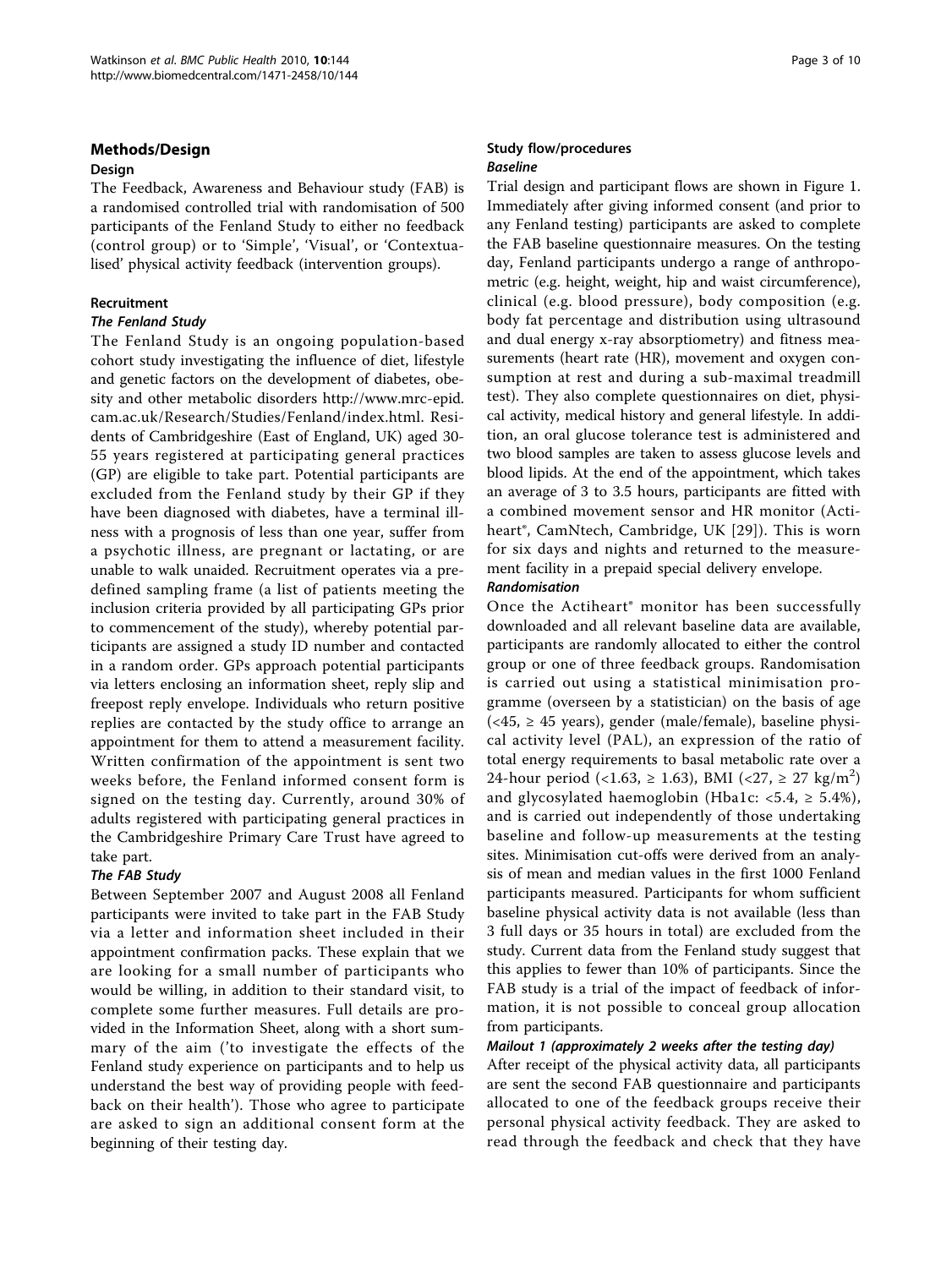## Methods/Design

### Design

The Feedback, Awareness and Behaviour study (FAB) is a randomised controlled trial with randomisation of 500 participants of the Fenland Study to either no feedback (control group) or to 'Simple', 'Visual', or 'Contextualised' physical activity feedback (intervention groups).

### Recruitment

#### *The Fenland Study*

The Fenland Study is an ongoing population-based cohort study investigating the influence of diet, lifestyle and genetic factors on the development of diabetes, obesity and other metabolic disorders http://www.mrc-epid.cam.ac.uk/Research/Studies/Fenland/index.html. Residents of Cambridgeshire (East of England, UK) aged 30-55 years registered at participating general practices (GP) are eligible to take part. Potential participants are excluded from the Fenland study by their GP if they have been diagnosed with diabetes, have a terminal illness with a prognosis of less than one year, suffer from a psychotic illness, are pregnant or lactating, or are unable to walk unaided. Recruitment operates via a predefined sampling frame (a list of patients meeting the inclusion criteria provided by all participating GPs prior to commencement of the study), whereby potential participants are assigned a study ID number and contacted in a random order. GPs approach potential participants via letters enclosing an information sheet, reply slip and freepost reply envelope. Individuals who return positive replies are contacted by the study office to arrange an appointment for them to attend a measurement facility. Written confirmation of the appointment is sent two weeks before, the Fenland informed consent form is signed on the testing day. Currently, around 30% of adults registered with participating general practices in the Cambridgeshire Primary Care Trust have agreed to take part.

#### *The FAB Study*

Between September 2007 and August 2008 all Fenland participants were invited to take part in the FAB Study via a letter and information sheet included in their appointment confirmation packs. These explain that we are looking for a small number of participants who would be willing, in addition to their standard visit, to complete some further measures. Full details are provided in the Information Sheet, along with a short summary of the aim ('to investigate the effects of the Fenland study experience on participants and to help us understand the best way of providing people with feedback on their health'). Those who agree to participate are asked to sign an additional consent form at the beginning of their testing day.

### Study flow/procedures

#### *Baseline*

Trial design and participant flows are shown in Figure 1. Immediately after giving informed consent (and prior to any Fenland testing) participants are asked to complete the FAB baseline questionnaire measures. On the testing day, Fenland participants undergo a range of anthropometric (e.g. height, weight, hip and waist circumference), clinical (e.g. blood pressure), body composition (e.g. body fat percentage and distribution using ultrasound and dual energy x-ray absorptiometry) and fitness measurements (heart rate (HR), movement and oxygen consumption at rest and during a sub-maximal treadmill test). They also complete questionnaires on diet, physical activity, medical history and general lifestyle. In addition, an oral glucose tolerance test is administered and two blood samples are taken to assess glucose levels and blood lipids. At the end of the appointment, which takes an average of 3 to 3.5 hours, participants are fitted with a combined movement sensor and HR monitor (Actiheart®, CamNtech, Cambridge, UK [29]). This is worn for six days and nights and returned to the measurement facility in a prepaid special delivery envelope.

#### *Randomisation*

Once the Actiheart® monitor has been successfully downloaded and all relevant baseline data are available, participants are randomly allocated to either the control group or one of three feedback groups. Randomisation is carried out using a statistical minimisation programme (overseen by a statistician) on the basis of age (<45, ≥ 45 years), gender (male/female), baseline physical activity level (PAL), an expression of the ratio of total energy requirements to basal metabolic rate over a 24-hour period (<1.63, ≥ 1.63), BMI (<27, ≥ 27 $kg/m^2$) and glycosylated haemoglobin (Hba1c: <5.4, ≥ 5.4%), and is carried out independently of those undertaking baseline and follow-up measurements at the testing sites. Minimisation cut-offs were derived from an analysis of mean and median values in the first 1000 Fenland participants measured. Participants for whom sufficient baseline physical activity data is not available (less than 3 full days or 35 hours in total) are excluded from the study. Current data from the Fenland study suggest that this applies to fewer than 10% of participants. Since the FAB study is a trial of the impact of feedback of information, it is not possible to conceal group allocation from participants.

#### *Mailout 1 (approximately 2 weeks after the testing day)*

After receipt of the physical activity data, all participants are sent the second FAB questionnaire and participants allocated to one of the feedback groups receive their personal physical activity feedback. They are asked to read through the feedback and check that they have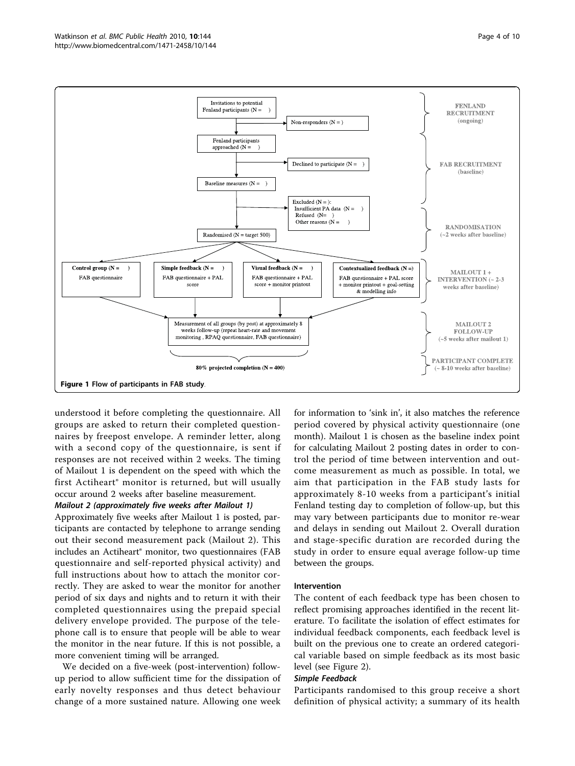**Figure 1 Flow of participants in FAB study.**

understood it before completing the questionnaire. All groups are asked to return their completed questionnaires by freepost envelope. A reminder letter, along with a second copy of the questionnaire, is sent if responses are not received within 2 weeks. The timing of Mailout 1 is dependent on the speed with which the first Actiheart® monitor is returned, but will usually occur around 2 weeks after baseline measurement.

#### *Mailout 2 (approximately five weeks after Mailout 1)*

Approximately five weeks after Mailout 1 is posted, participants are contacted by telephone to arrange sending out their second measurement pack (Mailout 2). This includes an Actiheart® monitor, two questionnaires (FAB questionnaire and self-reported physical activity) and full instructions about how to attach the monitor correctly. They are asked to wear the monitor for another period of six days and nights and to return it with their completed questionnaires using the prepaid special delivery envelope provided. The purpose of the telephone call is to ensure that people will be able to wear the monitor in the near future. If this is not possible, a more convenient timing will be arranged.

We decided on a five-week (post-intervention) follow-up period to allow sufficient time for the dissipation of early novelty responses and thus detect behaviour change of a more sustained nature. Allowing one week for information to 'sink in', it also matches the reference period covered by physical activity questionnaire (one month). Mailout 1 is chosen as the baseline index point for calculating Mailout 2 posting dates in order to control the period of time between intervention and outcome measurement as much as possible. In total, we aim that participation in the FAB study lasts for approximately 8-10 weeks from a participant's initial Fenland testing day to completion of follow-up, but this may vary between participants due to monitor re-wear and delays in sending out Mailout 2. Overall duration and stage-specific duration are recorded during the study in order to ensure equal average follow-up time between the groups.

### Intervention

The content of each feedback type has been chosen to reflect promising approaches identified in the recent literature. To facilitate the isolation of effect estimates for individual feedback components, each feedback level is built on the previous one to create an ordered categorical variable based on simple feedback as its most basic level (see Figure 2).

#### *Simple Feedback*

Participants randomised to this group receive a short definition of physical activity; a summary of its health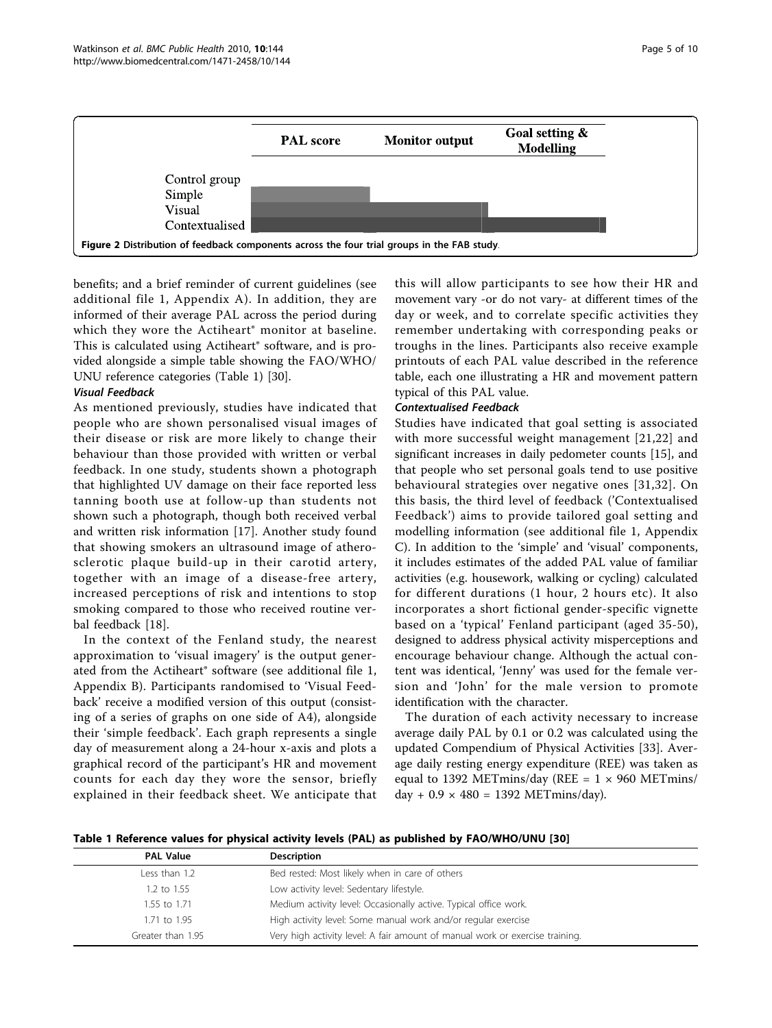**Figure 2 Distribution of feedback components across the four trial groups in the FAB study**.

benefits; and a brief reminder of current guidelines (see additional file 1, Appendix A). In addition, they are informed of their average PAL across the period during which they wore the Actiheart® monitor at baseline. This is calculated using Actiheart® software, and is provided alongside a simple table showing the FAO/WHO/UNU reference categories (Table 1) [30].

***Visual Feedback***

As mentioned previously, studies have indicated that people who are shown personalised visual images of their disease or risk are more likely to change their behaviour than those provided with written or verbal feedback. In one study, students shown a photograph that highlighted UV damage on their face reported less tanning booth use at follow-up than students not shown such a photograph, though both received verbal and written risk information [17]. Another study found that showing smokers an ultrasound image of atherosclerotic plaque build-up in their carotid artery, together with an image of a disease-free artery, increased perceptions of risk and intentions to stop smoking compared to those who received routine verbal feedback [18].

In the context of the Fenland study, the nearest approximation to 'visual imagery' is the output generated from the Actiheart® software (see additional file 1, Appendix B). Participants randomised to 'Visual Feedback' receive a modified version of this output (consisting of a series of graphs on one side of A4), alongside their 'simple feedback'. Each graph represents a single day of measurement along a 24-hour x-axis and plots a graphical record of the participant's HR and movement counts for each day they wore the sensor, briefly explained in their feedback sheet. We anticipate that this will allow participants to see how their HR and movement vary -or do not vary- at different times of the day or week, and to correlate specific activities they remember undertaking with corresponding peaks or troughs in the lines. Participants also receive example printouts of each PAL value described in the reference table, each one illustrating a HR and movement pattern typical of this PAL value.

***Contextualised Feedback***

Studies have indicated that goal setting is associated with more successful weight management [21,22] and significant increases in daily pedometer counts [15], and that people who set personal goals tend to use positive behavioural strategies over negative ones [31,32]. On this basis, the third level of feedback ('Contextualised Feedback') aims to provide tailored goal setting and modelling information (see additional file 1, Appendix C). In addition to the 'simple' and 'visual' components, it includes estimates of the added PAL value of familiar activities (e.g. housework, walking or cycling) calculated for different durations (1 hour, 2 hours etc). It also incorporates a short fictional gender-specific vignette based on a 'typical' Fenland participant (aged 35-50), designed to address physical activity misperceptions and encourage behaviour change. Although the actual content was identical, 'Jenny' was used for the female version and 'John' for the male version to promote identification with the character.

The duration of each activity necessary to increase average daily PAL by 0.1 or 0.2 was calculated using the updated Compendium of Physical Activities [33]. Average daily resting energy expenditure (REE) was taken as equal to 1392 METmins/day (REE = $1 \times 960$ METmins/day + $0.9 \times 480$ = 1392 METmins/day).

**Table 1 Reference values for physical activity levels (PAL) as published by FAO/WHO/UNU [30]**

| PAL Value | Description |
|---|---|
| Less than 1.2 | Bed rested: Most likely when in care of others |
| 1.2 to 1.55 | Low activity level: Sedentary lifestyle. |
| 1.55 to 1.71 | Medium activity level: Occasionally active. Typical office work. |
| 1.71 to 1.95 | High activity level: Some manual work and/or regular exercise |
| Greater than 1.95 | Very high activity level: A fair amount of manual work or exercise training. |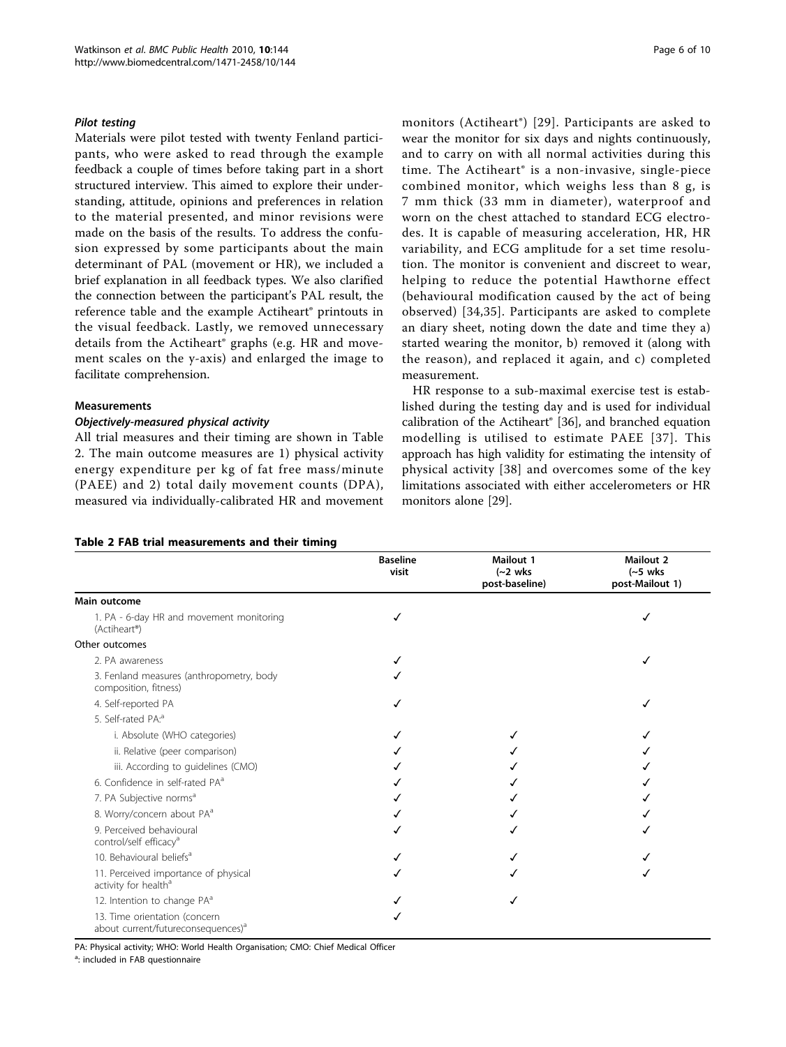#### *Pilot testing*

Materials were pilot tested with twenty Fenland participants, who were asked to read through the example feedback a couple of times before taking part in a short structured interview. This aimed to explore their understanding, attitude, opinions and preferences in relation to the material presented, and minor revisions were made on the basis of the results. To address the confusion expressed by some participants about the main determinant of PAL (movement or HR), we included a brief explanation in all feedback types. We also clarified the connection between the participant's PAL result, the reference table and the example Actiheart® printouts in the visual feedback. Lastly, we removed unnecessary details from the Actiheart® graphs (e.g. HR and movement scales on the y-axis) and enlarged the image to facilitate comprehension.

### Measurements

#### *Objectively-measured physical activity*

All trial measures and their timing are shown in Table 2. The main outcome measures are 1) physical activity energy expenditure per kg of fat free mass/minute (PAEE) and 2) total daily movement counts (DPA), measured via individually-calibrated HR and movement monitors (Actiheart®) [29]. Participants are asked to wear the monitor for six days and nights continuously, and to carry on with all normal activities during this time. The Actiheart® is a non-invasive, single-piece combined monitor, which weighs less than 8 g, is 7 mm thick (33 mm in diameter), waterproof and worn on the chest attached to standard ECG electrodes. It is capable of measuring acceleration, HR, HR variability, and ECG amplitude for a set time resolution. The monitor is convenient and discreet to wear, helping to reduce the potential Hawthorne effect (behavioural modification caused by the act of being observed) [34,35]. Participants are asked to complete an diary sheet, noting down the date and time they a) started wearing the monitor, b) removed it (along with the reason), and replaced it again, and c) completed measurement.

HR response to a sub-maximal exercise test is established during the testing day and is used for individual calibration of the Actiheart® [36], and branched equation modelling is utilised to estimate PAEE [37]. This approach has high validity for estimating the intensity of physical activity [38] and overcomes some of the key limitations associated with either accelerometers or HR monitors alone [29].

**Table 2 FAB trial measurements and their timing**

| | Baseline visit | Mailout 1 (~2 wks post-baseline) | Mailout 2 (~5 wks post-Mailout 1) |
|---|---|---|---|
| **Main outcome** | | | |
| 1. PA - 6-day HR and movement monitoring (Actiheart®) | ✓ | | ✓ |
| **Other outcomes** | | | |
| 2. PA awareness | ✓ | | ✓ |
| 3. Fenland measures (anthropometry, body composition, fitness) | ✓ | | |
| 4. Self-reported PA | ✓ | | ✓ |
| 5. Self-rated PA:[a] | | | |
| i. Absolute (WHO categories) | ✓ | ✓ | ✓ |
| ii. Relative (peer comparison) | ✓ | ✓ | ✓ |
| iii. According to guidelines (CMO) | ✓ | ✓ | ✓ |
| 6. Confidence in self-rated PA[a] | ✓ | ✓ | ✓ |
| 7. PA Subjective norms[a] | ✓ | ✓ | ✓ |
| 8. Worry/concern about PA[a] | ✓ | ✓ | ✓ |
| 9. Perceived behavioural control/self efficacy[a] | ✓ | ✓ | ✓ |
| 10. Behavioural beliefs[a] | ✓ | ✓ | ✓ |
| 11. Perceived importance of physical activity for health[a] | ✓ | ✓ | ✓ |
| 12. Intention to change PA[a] | ✓ | ✓ | |
| 13. Time orientation (concern about current/futureconsequences)[a] | ✓ | | |

PA: Physical activity; WHO: World Health Organisation; CMO: Chief Medical Officer

[a]: included in FAB questionnaire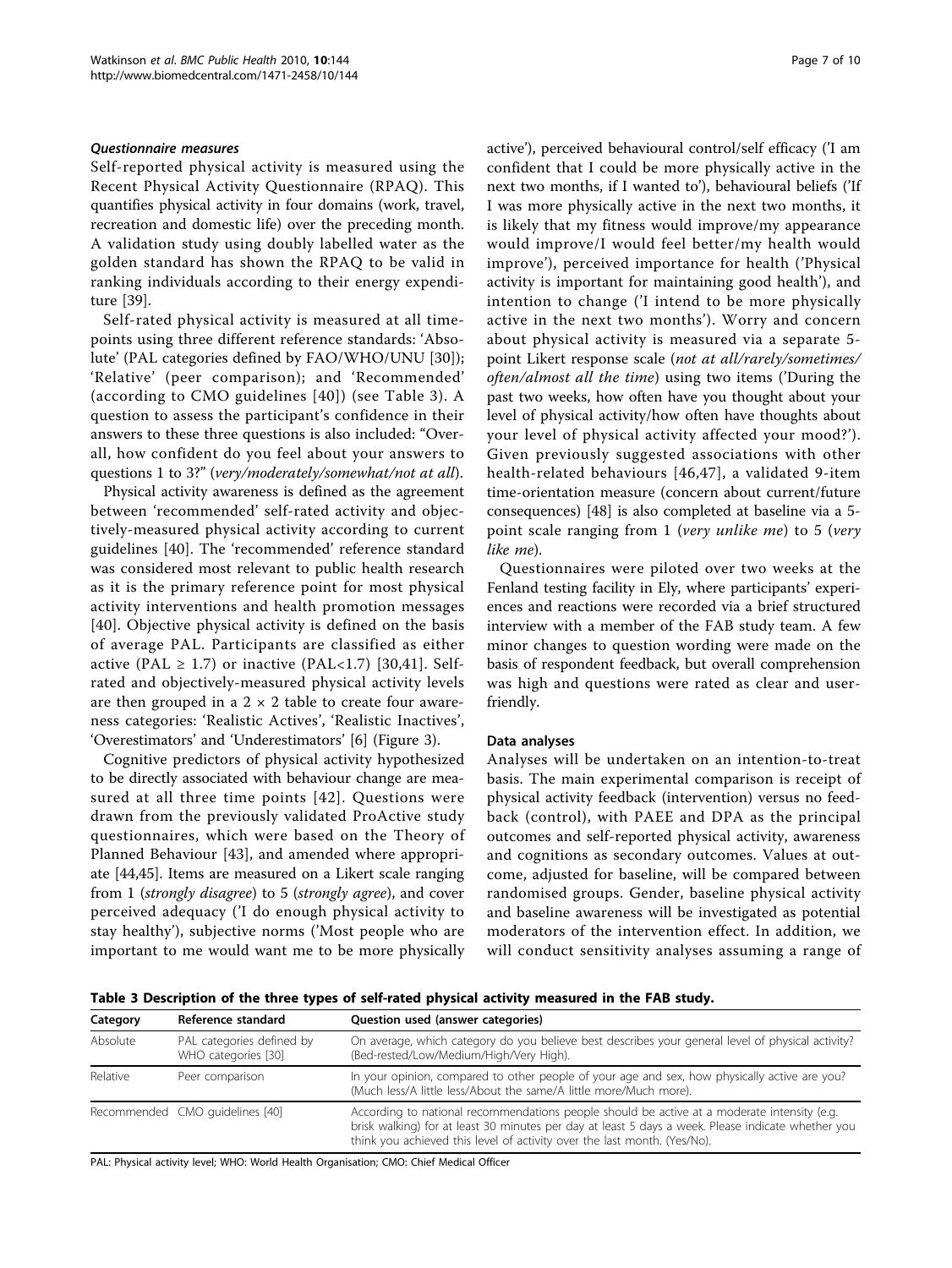### Questionnaire measures

Self-reported physical activity is measured using the Recent Physical Activity Questionnaire (RPAQ). This quantifies physical activity in four domains (work, travel, recreation and domestic life) over the preceding month. A validation study using doubly labelled water as the golden standard has shown the RPAQ to be valid in ranking individuals according to their energy expenditure [39].

Self-rated physical activity is measured at all time-points using three different reference standards: 'Absolute' (PAL categories defined by FAO/WHO/UNU [30]); 'Relative' (peer comparison); and 'Recommended' (according to CMO guidelines [40]) (see Table 3). A question to assess the participant's confidence in their answers to these three questions is also included: "Overall, how confident do you feel about your answers to questions 1 to 3?" (*very/moderately/somewhat/not at all*).

Physical activity awareness is defined as the agreement between 'recommended' self-rated activity and objectively-measured physical activity according to current guidelines [40]. The 'recommended' reference standard was considered most relevant to public health research as it is the primary reference point for most physical activity interventions and health promotion messages [40]. Objective physical activity is defined on the basis of average PAL. Participants are classified as either active (PAL ≥ 1.7) or inactive (PAL<1.7) [30,41]. Self-rated and objectively-measured physical activity levels are then grouped in a 2 × 2 table to create four awareness categories: 'Realistic Actives', 'Realistic Inactives', 'Overestimators' and 'Underestimators' [6] (Figure 3).

Cognitive predictors of physical activity hypothesized to be directly associated with behaviour change are measured at all three time points [42]. Questions were drawn from the previously validated ProActive study questionnaires, which were based on the Theory of Planned Behaviour [43], and amended where appropriate [44,45]. Items are measured on a Likert scale ranging from 1 (*strongly disagree*) to 5 (*strongly agree*), and cover perceived adequacy ('I do enough physical activity to stay healthy'), subjective norms ('Most people who are important to me would want me to be more physically active'), perceived behavioural control/self efficacy ('I am confident that I could be more physically active in the next two months, if I wanted to'), behavioural beliefs ('If I was more physically active in the next two months, it is likely that my fitness would improve/my appearance would improve/I would feel better/my health would improve'), perceived importance for health ('Physical activity is important for maintaining good health'), and intention to change ('I intend to be more physically active in the next two months'). Worry and concern about physical activity is measured via a separate 5-point Likert response scale (*not at all/rarely/sometimes/often/almost all the time*) using two items ('During the past two weeks, how often have you thought about your level of physical activity/how often have thoughts about your level of physical activity affected your mood?'). Given previously suggested associations with other health-related behaviours [46,47], a validated 9-item time-orientation measure (concern about current/future consequences) [48] is also completed at baseline via a 5-point scale ranging from 1 (*very unlike me*) to 5 (*very like me*).

Questionnaires were piloted over two weeks at the Fenland testing facility in Ely, where participants' experiences and reactions were recorded via a brief structured interview with a member of the FAB study team. A few minor changes to question wording were made on the basis of respondent feedback, but overall comprehension was high and questions were rated as clear and user-friendly.

### Data analyses

Analyses will be undertaken on an intention-to-treat basis. The main experimental comparison is receipt of physical activity feedback (intervention) versus no feedback (control), with PAEE and DPA as the principal outcomes and self-reported physical activity, awareness and cognitions as secondary outcomes. Values at outcome, adjusted for baseline, will be compared between randomised groups. Gender, baseline physical activity and baseline awareness will be investigated as potential moderators of the intervention effect. In addition, we will conduct sensitivity analyses assuming a range of

**Table 3 Description of the three types of self-rated physical activity measured in the FAB study.**

| Category | Reference standard | Question used (answer categories) |
|---|---|---|
| Absolute | PAL categories defined by WHO categories [30] | On average, which category do you believe best describes your general level of physical activity? (Bed-rested/Low/Medium/High/Very High). |
| Relative | Peer comparison | In your opinion, compared to other people of your age and sex, how physically active are you? (Much less/A little less/About the same/A little more/Much more). |
| Recommended | CMO guidelines [40] | According to national recommendations people should be active at a moderate intensity (e.g. brisk walking) for at least 30 minutes per day at least 5 days a week. Please indicate whether you think you achieved this level of activity over the last month. (Yes/No). |

PAL: Physical activity level; WHO: World Health Organisation; CMO: Chief Medical Officer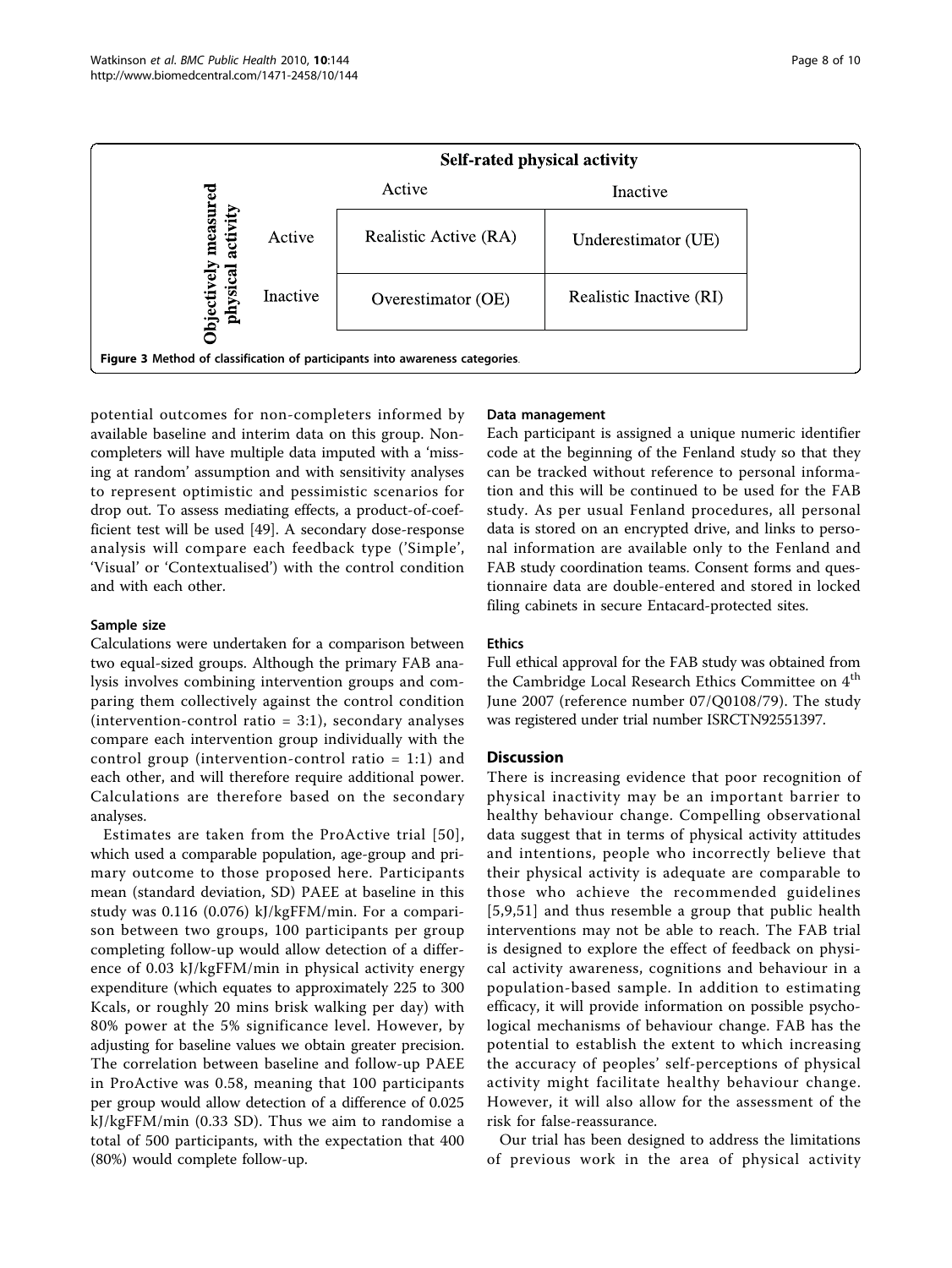|  |  | Self-rated physical activity |  |
| --- | --- | --- | --- |
|  |  | Active | Inactive |
| Objectively measured physical activity | Active | Realistic Active (RA) | Underestimator (UE) |
|  | Inactive | Overestimator (OE) | Realistic Inactive (RI) |

**Figure 3 Method of classification of participants into awareness categories.**

potential outcomes for non-completers informed by available baseline and interim data on this group. Non-completers will have multiple data imputed with a 'missing at random' assumption and with sensitivity analyses to represent optimistic and pessimistic scenarios for drop out. To assess mediating effects, a product-of-coefficient test will be used [49]. A secondary dose-response analysis will compare each feedback type ('Simple', 'Visual' or 'Contextualised') with the control condition and with each other.

### Sample size

Calculations were undertaken for a comparison between two equal-sized groups. Although the primary FAB analysis involves combining intervention groups and comparing them collectively against the control condition (intervention-control ratio = 3:1), secondary analyses compare each intervention group individually with the control group (intervention-control ratio = 1:1) and each other, and will therefore require additional power. Calculations are therefore based on the secondary analyses.

Estimates are taken from the ProActive trial [50], which used a comparable population, age-group and primary outcome to those proposed here. Participants mean (standard deviation, SD) PAEE at baseline in this study was 0.116 (0.076) kJ/kgFFM/min. For a comparison between two groups, 100 participants per group completing follow-up would allow detection of a difference of 0.03 kJ/kgFFM/min in physical activity energy expenditure (which equates to approximately 225 to 300 Kcals, or roughly 20 mins brisk walking per day) with 80% power at the 5% significance level. However, by adjusting for baseline values we obtain greater precision. The correlation between baseline and follow-up PAEE in ProActive was 0.58, meaning that 100 participants per group would allow detection of a difference of 0.025 kJ/kgFFM/min (0.33 SD). Thus we aim to randomise a total of 500 participants, with the expectation that 400 (80%) would complete follow-up.

### Data management

Each participant is assigned a unique numeric identifier code at the beginning of the Fenland study so that they can be tracked without reference to personal information and this will be continued to be used for the FAB study. As per usual Fenland procedures, all personal data is stored on an encrypted drive, and links to personal information are available only to the Fenland and FAB study coordination teams. Consent forms and questionnaire data are double-entered and stored in locked filing cabinets in secure Entacard-protected sites.

### Ethics

Full ethical approval for the FAB study was obtained from the Cambridge Local Research Ethics Committee on 4th June 2007 (reference number 07/Q0108/79). The study was registered under trial number ISRCTN92551397.

## Discussion

There is increasing evidence that poor recognition of physical inactivity may be an important barrier to healthy behaviour change. Compelling observational data suggest that in terms of physical activity attitudes and intentions, people who incorrectly believe that their physical activity is adequate are comparable to those who achieve the recommended guidelines [5,9,51] and thus resemble a group that public health interventions may not be able to reach. The FAB trial is designed to explore the effect of feedback on physical activity awareness, cognitions and behaviour in a population-based sample. In addition to estimating efficacy, it will provide information on possible psychological mechanisms of behaviour change. FAB has the potential to establish the extent to which increasing the accuracy of peoples' self-perceptions of physical activity might facilitate healthy behaviour change. However, it will also allow for the assessment of the risk for false-reassurance.

Our trial has been designed to address the limitations of previous work in the area of physical activity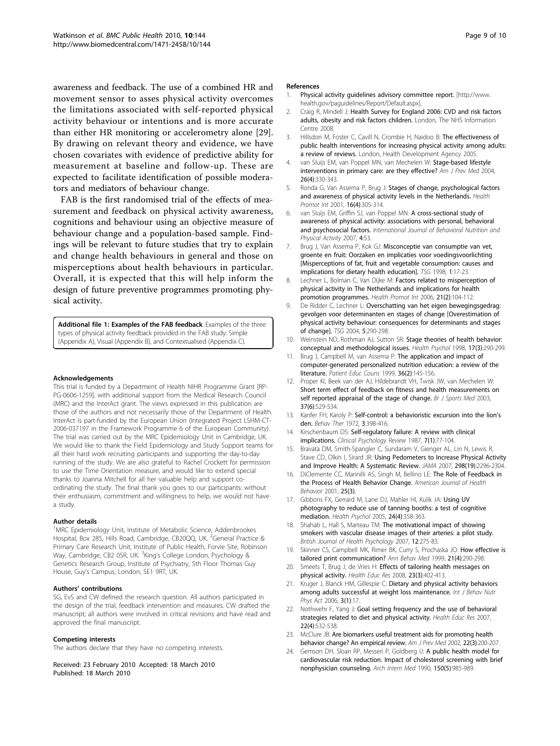awareness and feedback. The use of a combined HR and movement sensor to asses physical activity overcomes the limitations associated with self-reported physical activity behaviour or intentions and is more accurate than either HR monitoring or accelerometry alone [29]. By drawing on relevant theory and evidence, we have chosen covariates with evidence of predictive ability for measurement at baseline and follow-up. These are expected to facilitate identification of possible moderators and mediators of behaviour change.

FAB is the first randomised trial of the effects of measurement and feedback on physical activity awareness, cognitions and behaviour using an objective measure of behaviour change and a population-based sample. Findings will be relevant to future studies that try to explain and change health behaviours in general and those on misperceptions about health behaviours in particular. Overall, it is expected that this will help inform the design of future preventive programmes promoting physical activity.

**Additional file 1: Examples of the FAB feedback**. Examples of the three types of physical activity feedback provided in the FAB study: Simple (Appendix A), Visual (Appendix B), and Contextualised (Appendix C).

#### Acknowledgements

This trial is funded by a Department of Health NIHR Programme Grant [RP-PG-0606-1259], with additional support from the Medical Research Council (MRC) and the InterAct grant. The views expressed in this publication are those of the authors and not necessarily those of the Department of Health. InterAct is part-funded by the European Union (Integrated Project LSHM-CT-2006-037197 in the Framework Programme 6 of the European Community). The trial was carried out by the MRC Epidemiology Unit in Cambridge, UK. We would like to thank the Field Epidemiology and Study Support teams for all their hard work recruiting participants and supporting the day-to-day running of the study. We are also grateful to Rachel Crockett for permission to use the Time Orientation measure, and would like to extend special thanks to Joanna Mitchell for all her valuable help and support co-ordinating the study. The final thank you goes to our participants: without their enthusiasm, commitment and willingness to help, we would not have a study.

#### Author details

[1]MRC Epidemiology Unit, Institute of Metabolic Science, Addenbrookes Hospital, Box 285, Hills Road, Cambridge, CB20QQ, UK. [2]General Practice & Primary Care Research Unit, Institute of Public Health, Forvie Site, Robinson Way, Cambridge, CB2 0SR, UK. [3]King's College London, Psychology & Genetics Research Group, Institute of Psychiatry, 5th Floor Thomas Guy House, Guy's Campus, London, SE1 9RT, UK.

#### Authors' contributions

SG, EvS and CW defined the research question. All authors participated in the design of the trial, feedback intervention and measures. CW drafted the manuscript; all authors were involved in critical revisions and have read and approved the final manuscript.

#### Competing interests

The authors declare that they have no competing interests.

Received: 23 February 2010 Accepted: 18 March 2010
Published: 18 March 2010

#### References

1. Physical activity guidelines advisory committee report. [http://www.health.gov/paguidelines/Report/Default.aspx].
2. Craig R, Mindell J: **Health Survey for England 2006: CVD and risk factors adults, obesity and risk factors children.** London, The NHS Information Centre 2008.
3. Hillsdon M, Foster C, Cavill N, Crombie H, Naidoo B: **The effectiveness of public health interventions for increasing physical activity among adults: a review of reviews.** London, Health Development Agency 2005.
4. van Sluijs EM, van Poppel MN, van Mechelen W: **Stage-based lifestyle interventions in primary care: are they effective?** *Am J Prev Med* 2004, **26(4)**:330-343.
5. Ronda G, Van Assema P, Brug J: **Stages of change, psychological factors and awareness of physical activity levels in the Netherlands.** *Health Promot Int* 2001, **16(4)**:305-314.
6. van Sluijs EM, Griffin SJ, van Poppel MN: **A cross-sectional study of awareness of physical activity: associations with personal, behavioral and psychosocial factors.** *International Journal of Behavioral Nutrition and Physical Activity* 2007, **4**:53.
7. Brug J, Van Assema P, Kok GJ: **Misconceptie van consumptie van vet, groente en fruit: Oorzaken en implicaties voor voedingsvoorlichting [Misperceptions of fat, fruit and vegetable consumption: causes and implications for dietary health education].** *TSG* 1998, **1**:17-23.
8. Lechner L, Bolman C, Van Dijke M: **Factors related to misperception of physical activity in The Netherlands and implications for health promotion programmes.** *Health Promot Int* 2006, **21(2)**:104-112.
9. De Ridder C, Lechner L: **Overschatting van het eigen bewegingsgedrag: gevolgen voor determinanten en stages of change [Overestimation of physical activity behaviour: consequences for determinants and stages of change].** *TSG* 2004, **5**:290-298.
10. Weinstein ND, Rothman AJ, Sutton SR: **Stage theories of health behavior: conceptual and methodological issues.** *Health Psychol* 1998, **17(3)**:290-299.
11. Brug J, Campbell M, van Assema P: **The application and impact of computer-generated personalized nutrition education: a review of the literature.** *Patient Educ Couns* 1999, **36(2)**:145-156.
12. Proper KI, Beek van der AJ, Hildebrandt VH, Twisk JW, van Mechelen W: **Short term effect of feedback on fitness and health measurements on self reported appraisal of the stage of change.** *Br J Sports Med* 2003, **37(6)**:529-534.
13. Kanfer FH, Karoly P: **Self-control: a behavioristic excursion into the lion's den.** *Behav Ther* 1972, **3**:398-416.
14. Kirschenbaum DS: **Self-regulatory failure: A review with clinical implications.** *Clinical Psychology Review* 1987, **7(1)**:77-104.
15. Bravata DM, Smith-Spangler C, Sundaram V, Gienger AL, Lin N, Lewis R, Stave CD, Olkin I, Sirard JR: **Using Pedometers to Increase Physical Activity and Improve Health: A Systematic Review.** *JAMA* 2007, **298(19)**:2296-2304.
16. DiClemente CC, Marinilli AS, Singh M, Bellino LE: **The Role of Feedback in the Process of Health Behavior Change.** *American Journal of Health Behavior* 2001, **25(3)**.
17. Gibbons FX, Gerrard M, Lane DJ, Mahler HI, Kulik JA: **Using UV photography to reduce use of tanning booths: a test of cognitive mediation.** *Health Psychol* 2005, **24(4)**:358-363.
18. Shahab L, Hall S, Marteau TM: **The motivational impact of showing smokers with vascular disease images of their arteries: a pilot study.** *British Journal of Health Psychology* 2007, **12**:275-83.
19. Skinner CS, Campbell MK, Rimer BK, Curry S, Prochaska JO: **How effective is tailored print communication?** *Ann Behav Med* 1999, **21(4)**:290-298.
20. Smeets T, Brug J, de Vries H: **Effects of tailoring health messages on physical activity.** *Health Educ Res* 2008, **23(3)**:402-413.
21. Kruger J, Blanck HM, Gillespie C: **Dietary and physical activity behaviors among adults successful at weight loss maintenance.** *Int J Behav Nutr Phys Act* 2006, **3(1)**:17.
22. Nothwehr F, Yang J: **Goal setting frequency and the use of behavioral strategies related to diet and physical activity.** *Health Educ Res* 2007, **22(4)**:532-538.
23. McClure JB: **Are biomarkers useful treatment aids for promoting health behavior change? An empirical review.** *Am J Prev Med* 2002, **22(3)**:200-207.
24. Gemson DH, Sloan RP, Messeri P, Goldberg IJ: **A public health model for cardiovascular risk reduction. Impact of cholesterol screening with brief nonphysician counseling.** *Arch Intern Med* 1990, **150(5)**:985-989.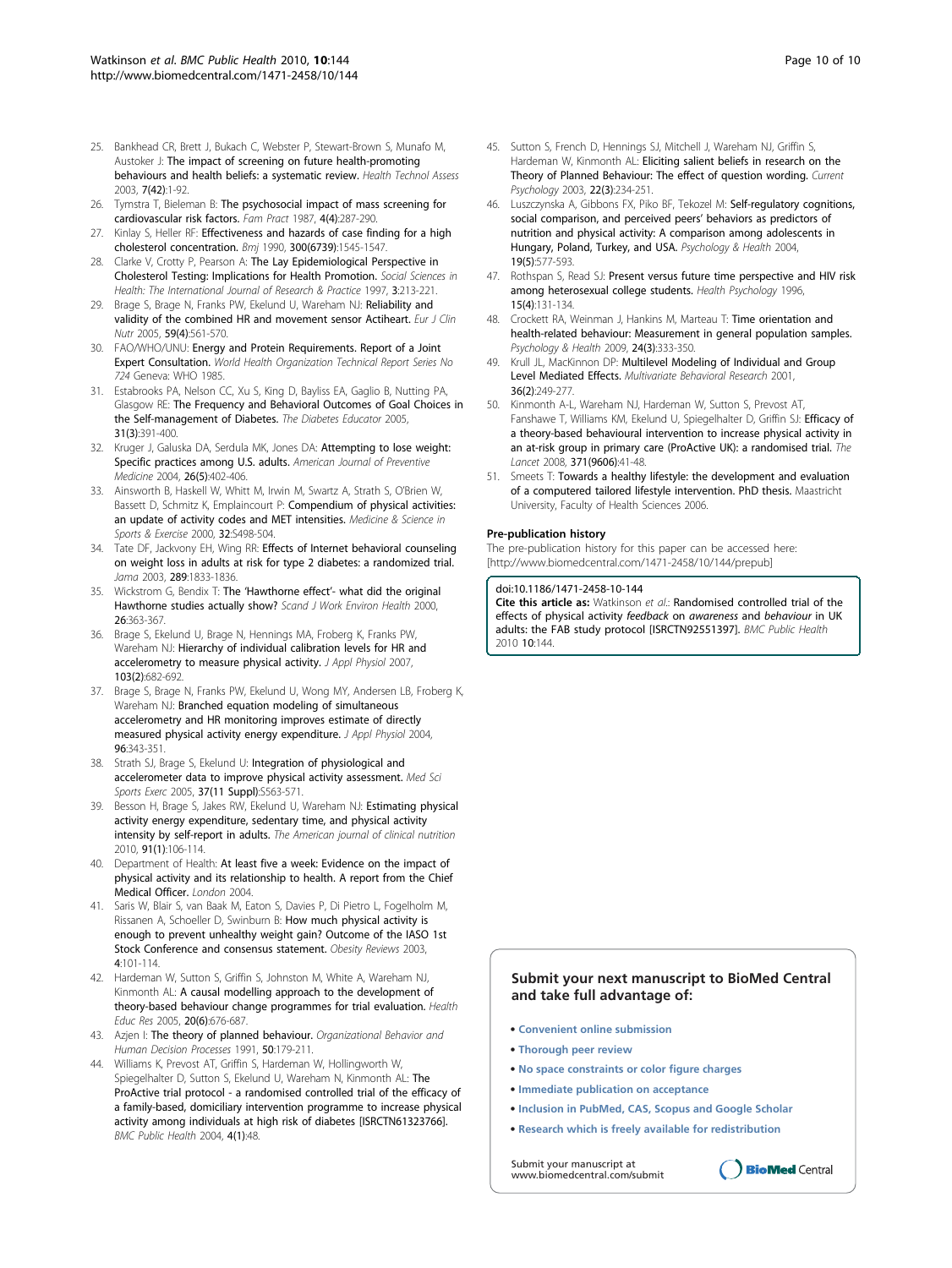25. Bankhead CR, Brett J, Bukach C, Webster P, Stewart-Brown S, Munafo M, Austoker J: **The impact of screening on future health-promoting behaviours and health beliefs: a systematic review.** *Health Technol Assess* 2003, **7(42)**:1-92.
26. Tymstra T, Bieleman B: **The psychosocial impact of mass screening for cardiovascular risk factors.** *Fam Pract* 1987, **4(4)**:287-290.
27. Kinlay S, Heller RF: **Effectiveness and hazards of case finding for a high cholesterol concentration.** *Bmj* 1990, **300(6739)**:1545-1547.
28. Clarke V, Crotty P, Pearson A: **The Lay Epidemiological Perspective in Cholesterol Testing: Implications for Health Promotion.** *Social Sciences in Health: The International Journal of Research & Practice* 1997, **3**:213-221.
29. Brage S, Brage N, Franks PW, Ekelund U, Wareham NJ: **Reliability and validity of the combined HR and movement sensor Actiheart.** *Eur J Clin Nutr* 2005, **59(4)**:561-570.
30. FAO/WHO/UNU: **Energy and Protein Requirements. Report of a Joint Expert Consultation.** *World Health Organization Technical Report Series No 724* Geneva: WHO 1985.
31. Estabrooks PA, Nelson CC, Xu S, King D, Bayliss EA, Gaglio B, Nutting PA, Glasgow RE: **The Frequency and Behavioral Outcomes of Goal Choices in the Self-management of Diabetes.** *The Diabetes Educator* 2005, **31(3)**:391-400.
32. Kruger J, Galuska DA, Serdula MK, Jones DA: **Attempting to lose weight: Specific practices among U.S. adults.** *American Journal of Preventive Medicine* 2004, **26(5)**:402-406.
33. Ainsworth B, Haskell W, Whitt M, Irwin M, Swartz A, Strath S, O'Brien W, Bassett D, Schmitz K, Emplaincourt P: **Compendium of physical activities: an update of activity codes and MET intensities.** *Medicine & Science in Sports & Exercise* 2000, **32**:S498-504.
34. Tate DF, Jackvony EH, Wing RR: **Effects of Internet behavioral counseling on weight loss in adults at risk for type 2 diabetes: a randomized trial.** *Jama* 2003, **289**:1833-1836.
35. Wickstrom G, Bendix T: **The 'Hawthorne effect'- what did the original Hawthorne studies actually show?** *Scand J Work Environ Health* 2000, **26**:363-367.
36. Brage S, Ekelund U, Brage N, Hennings MA, Froberg K, Franks PW, Wareham NJ: **Hierarchy of individual calibration levels for HR and accelerometry to measure physical activity.** *J Appl Physiol* 2007, **103(2)**:682-692.
37. Brage S, Brage N, Franks PW, Ekelund U, Wong MY, Andersen LB, Froberg K, Wareham NJ: **Branched equation modeling of simultaneous accelerometry and HR monitoring improves estimate of directly measured physical activity energy expenditure.** *J Appl Physiol* 2004, **96**:343-351.
38. Strath SJ, Brage S, Ekelund U: **Integration of physiological and accelerometer data to improve physical activity assessment.** *Med Sci Sports Exerc* 2005, **37(11 Suppl)**:S563-571.
39. Besson H, Brage S, Jakes RW, Ekelund U, Wareham NJ: **Estimating physical activity energy expenditure, sedentary time, and physical activity intensity by self-report in adults.** *The American journal of clinical nutrition* 2010, **91(1)**:106-114.
40. Department of Health: **At least five a week: Evidence on the impact of physical activity and its relationship to health. A report from the Chief Medical Officer.** *London* 2004.
41. Saris W, Blair S, van Baak M, Eaton S, Davies P, Di Pietro L, Fogelholm M, Rissanen A, Schoeller D, Swinburn B: **How much physical activity is enough to prevent unhealthy weight gain? Outcome of the IASO 1st Stock Conference and consensus statement.** *Obesity Reviews* 2003, **4**:101-114.
42. Hardeman W, Sutton S, Griffin S, Johnston M, White A, Wareham NJ, Kinmonth AL: **A causal modelling approach to the development of theory-based behaviour change programmes for trial evaluation.** *Health Educ Res* 2005, **20(6)**:676-687.
43. Azjen I: **The theory of planned behaviour.** *Organizational Behavior and Human Decision Processes* 1991, **50**:179-211.
44. Williams K, Prevost AT, Griffin S, Hardeman W, Hollingworth W, Spiegelhalter D, Sutton S, Ekelund U, Wareham N, Kinmonth AL: **The ProActive trial protocol - a randomised controlled trial of the efficacy of a family-based, domiciliary intervention programme to increase physical activity among individuals at high risk of diabetes [ISRCTN61323766].** *BMC Public Health* 2004, **4(1)**:48.
45. Sutton S, French D, Hennings SJ, Mitchell J, Wareham NJ, Griffin S, Hardeman W, Kinmonth AL: **Eliciting salient beliefs in research on the Theory of Planned Behaviour: The effect of question wording.** *Current Psychology* 2003, **22(3)**:234-251.
46. Luszczynska A, Gibbons FX, Piko BF, Tekozel M: **Self-regulatory cognitions, social comparison, and perceived peers' behaviors as predictors of nutrition and physical activity: A comparison among adolescents in Hungary, Poland, Turkey, and USA.** *Psychology & Health* 2004, **19(5)**:577-593.
47. Rothspan S, Read SJ: **Present versus future time perspective and HIV risk among heterosexual college students.** *Health Psychology* 1996, **15(4)**:131-134.
48. Crockett RA, Weinman J, Hankins M, Marteau T: **Time orientation and health-related behaviour: Measurement in general population samples.** *Psychology & Health* 2009, **24(3)**:333-350.
49. Krull JL, MacKinnon DP: **Multilevel Modeling of Individual and Group Level Mediated Effects.** *Multivariate Behavioral Research* 2001, **36(2)**:249-277.
50. Kinmonth A-L, Wareham NJ, Hardeman W, Sutton S, Prevost AT, Fanshawe T, Williams KM, Ekelund U, Spiegelhalter D, Griffin SJ: **Efficacy of a theory-based behavioural intervention to increase physical activity in an at-risk group in primary care (ProActive UK): a randomised trial.** *The Lancet* 2008, **371(9606)**:41-48.
51. Smeets T: **Towards a healthy lifestyle: the development and evaluation of a computered tailored lifestyle intervention. PhD thesis.** Maastricht University, Faculty of Health Sciences 2006.

### Pre-publication history

The pre-publication history for this paper can be accessed here: [http://www.biomedcentral.com/1471-2458/10/144/prepub]

doi:10.1186/1471-2458-10-144

**Cite this article as:** Watkinson *et al.*: Randomised controlled trial of the effects of physical activity *feedback* on *awareness* and *behaviour* in UK adults: the FAB study protocol [ISRCTN92551397]. *BMC Public Health* 2010 **10**:144.

**Submit your next manuscript to BioMed Central and take full advantage of:**

- Convenient online submission
- Thorough peer review
- No space constraints or color figure charges
- Immediate publication on acceptance
- Inclusion in PubMed, CAS, Scopus and Google Scholar
- Research which is freely available for redistribution

Submit your manuscript at www.biomedcentral.com/submit

BioMed Central